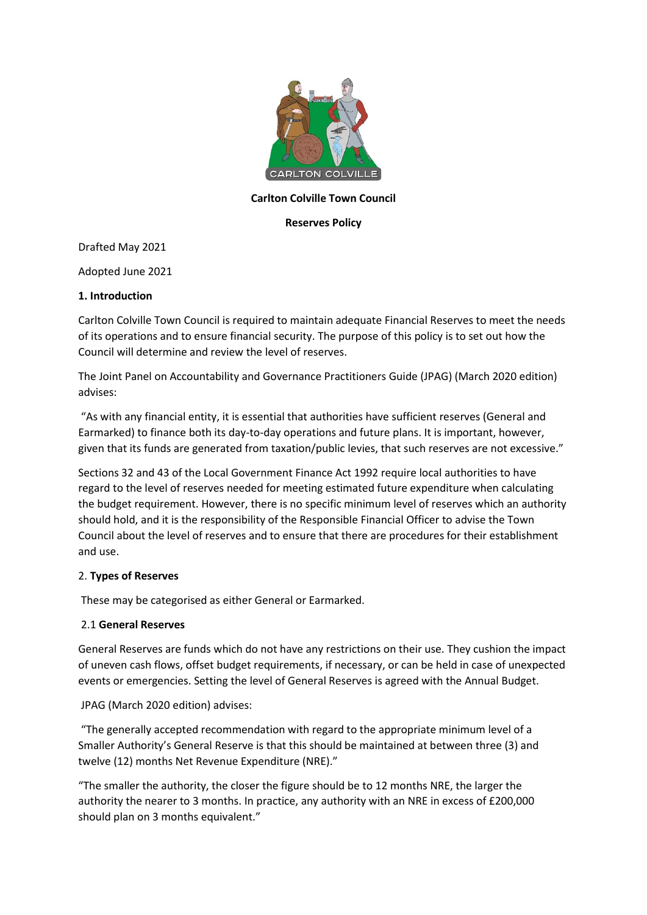**Carlton Colville Town Council**

**Reserves Policy**

Drafted May 2021

Adopted June 2021

## 1. Introduction

Carlton Colville Town Council is required to maintain adequate Financial Reserves to meet the needs of its operations and to ensure financial security. The purpose of this policy is to set out how the Council will determine and review the level of reserves.

The Joint Panel on Accountability and Governance Practitioners Guide (JPAG) (March 2020 edition) advises:

"As with any financial entity, it is essential that authorities have sufficient reserves (General and Earmarked) to finance both its day-to-day operations and future plans. It is important, however, given that its funds are generated from taxation/public levies, that such reserves are not excessive."

Sections 32 and 43 of the Local Government Finance Act 1992 require local authorities to have regard to the level of reserves needed for meeting estimated future expenditure when calculating the budget requirement. However, there is no specific minimum level of reserves which an authority should hold, and it is the responsibility of the Responsible Financial Officer to advise the Town Council about the level of reserves and to ensure that there are procedures for their establishment and use.

## 2. Types of Reserves

These may be categorised as either General or Earmarked.

### 2.1 General Reserves

General Reserves are funds which do not have any restrictions on their use. They cushion the impact of uneven cash flows, offset budget requirements, if necessary, or can be held in case of unexpected events or emergencies. Setting the level of General Reserves is agreed with the Annual Budget.

JPAG (March 2020 edition) advises:

"The generally accepted recommendation with regard to the appropriate minimum level of a Smaller Authority's General Reserve is that this should be maintained at between three (3) and twelve (12) months Net Revenue Expenditure (NRE)."

"The smaller the authority, the closer the figure should be to 12 months NRE, the larger the authority the nearer to 3 months. In practice, any authority with an NRE in excess of £200,000 should plan on 3 months equivalent."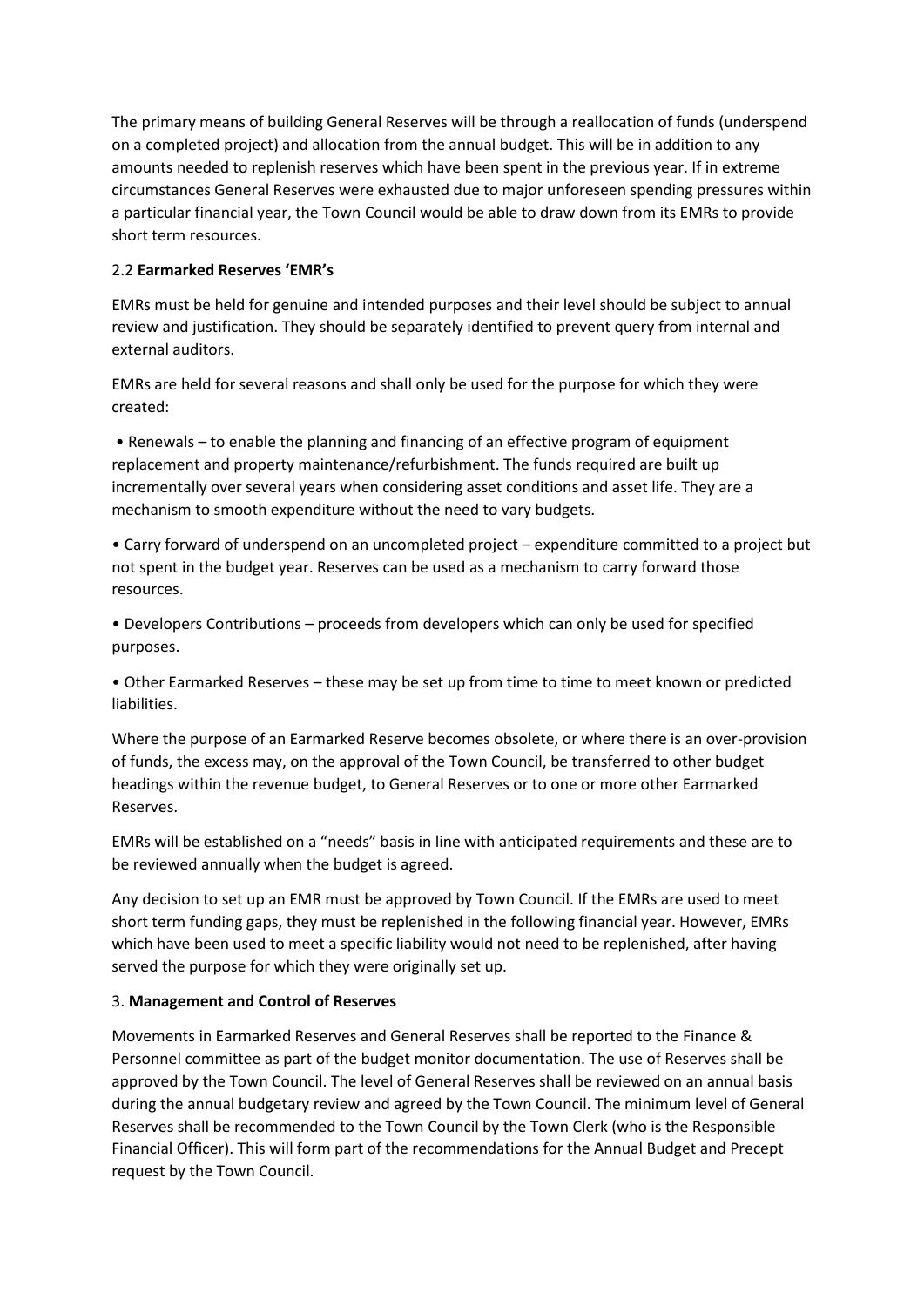The primary means of building General Reserves will be through a reallocation of funds (underspend on a completed project) and allocation from the annual budget. This will be in addition to any amounts needed to replenish reserves which have been spent in the previous year. If in extreme circumstances General Reserves were exhausted due to major unforeseen spending pressures within a particular financial year, the Town Council would be able to draw down from its EMRs to provide short term resources.

### 2.2 **Earmarked Reserves 'EMR's**

EMRs must be held for genuine and intended purposes and their level should be subject to annual review and justification. They should be separately identified to prevent query from internal and external auditors.

EMRs are held for several reasons and shall only be used for the purpose for which they were created:

- Renewals – to enable the planning and financing of an effective program of equipment replacement and property maintenance/refurbishment. The funds required are built up incrementally over several years when considering asset conditions and asset life. They are a mechanism to smooth expenditure without the need to vary budgets.
- Carry forward of underspend on an uncompleted project – expenditure committed to a project but not spent in the budget year. Reserves can be used as a mechanism to carry forward those resources.
- Developers Contributions – proceeds from developers which can only be used for specified purposes.
- Other Earmarked Reserves – these may be set up from time to time to meet known or predicted liabilities.

Where the purpose of an Earmarked Reserve becomes obsolete, or where there is an over-provision of funds, the excess may, on the approval of the Town Council, be transferred to other budget headings within the revenue budget, to General Reserves or to one or more other Earmarked Reserves.

EMRs will be established on a "needs" basis in line with anticipated requirements and these are to be reviewed annually when the budget is agreed.

Any decision to set up an EMR must be approved by Town Council. If the EMRs are used to meet short term funding gaps, they must be replenished in the following financial year. However, EMRs which have been used to meet a specific liability would not need to be replenished, after having served the purpose for which they were originally set up.

## 3. **Management and Control of Reserves**

Movements in Earmarked Reserves and General Reserves shall be reported to the Finance & Personnel committee as part of the budget monitor documentation. The use of Reserves shall be approved by the Town Council. The level of General Reserves shall be reviewed on an annual basis during the annual budgetary review and agreed by the Town Council. The minimum level of General Reserves shall be recommended to the Town Council by the Town Clerk (who is the Responsible Financial Officer). This will form part of the recommendations for the Annual Budget and Precept request by the Town Council.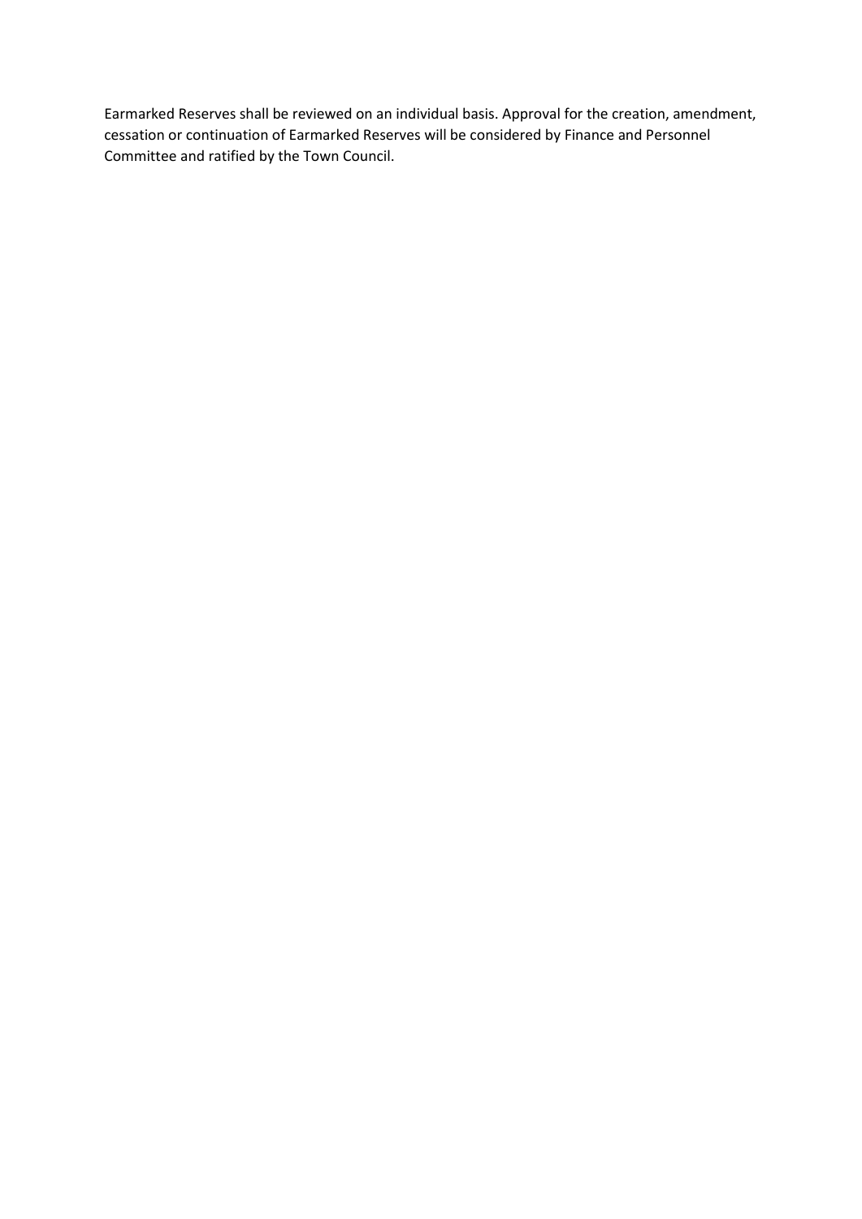Earmarked Reserves shall be reviewed on an individual basis. Approval for the creation, amendment, cessation or continuation of Earmarked Reserves will be considered by Finance and Personnel Committee and ratified by the Town Council.